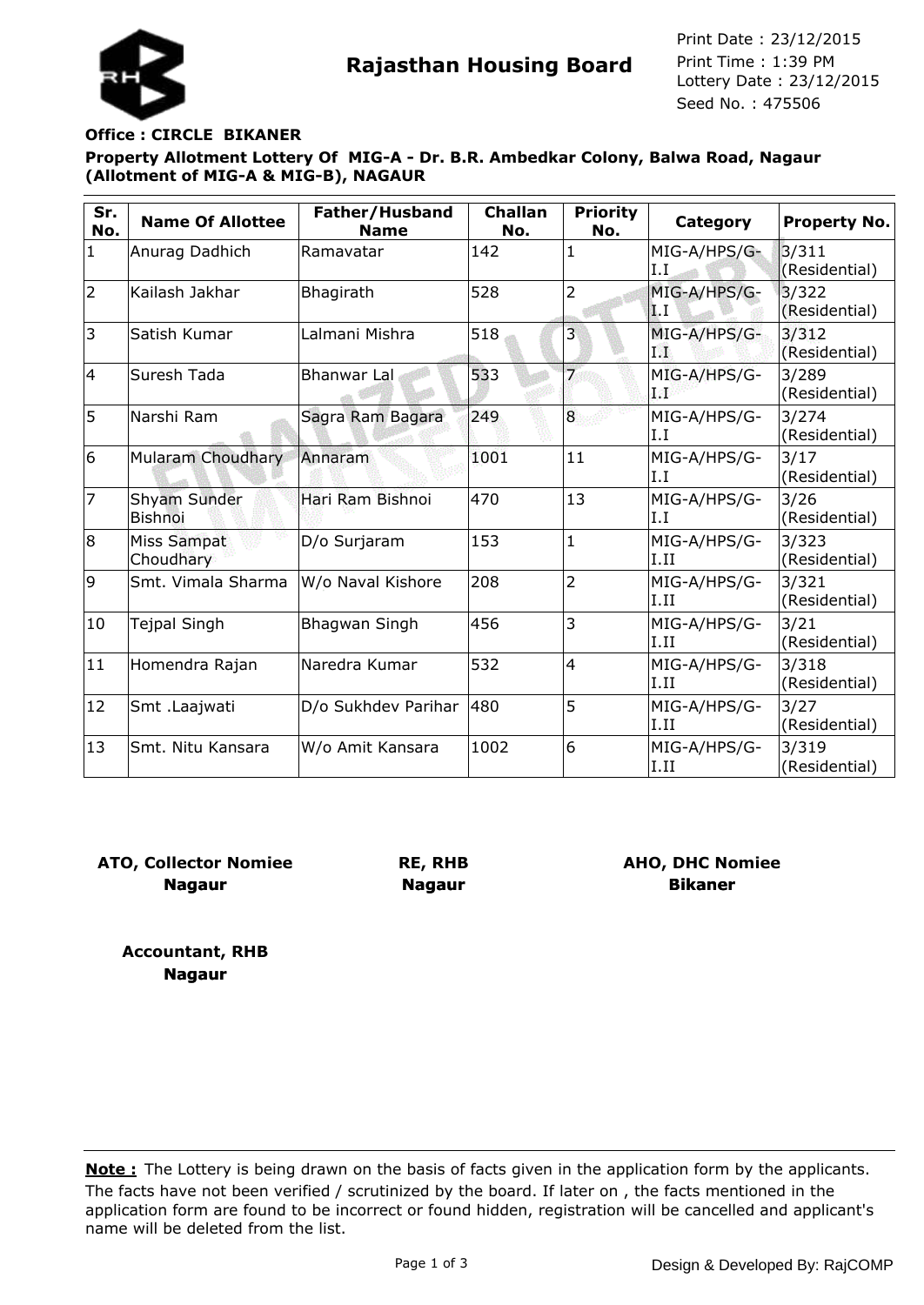# Rajasthan Housing Board

Print Date : 23/12/2015
Print Time : 1:39 PM
Lottery Date : 23/12/2015
Seed No. : 475506

**Office : CIRCLE BIKANER**

**Property Allotment Lottery Of MIG-A - Dr. B.R. Ambedkar Colony, Balwa Road, Nagaur (Allotment of MIG-A & MIG-B), NAGAUR**

| Sr. No. | Name Of Allottee | Father/Husband Name | Challan No. | Priority No. | Category | Property No. |
|---|---|---|---|---|---|---|
| 1 | Anurag Dadhich | Ramavatar | 142 | 1 | MIG-A/HPS/G-I.I | 3/311 (Residential) |
| 2 | Kailash Jakhar | Bhagirath | 528 | 2 | MIG-A/HPS/G-I.I | 3/322 (Residential) |
| 3 | Satish Kumar | Lalmani Mishra | 518 | 3 | MIG-A/HPS/G-I.I | 3/312 (Residential) |
| 4 | Suresh Tada | Bhanwar Lal | 533 | 7 | MIG-A/HPS/G-I.I | 3/289 (Residential) |
| 5 | Narshi Ram | Sagra Ram Bagara | 249 | 8 | MIG-A/HPS/G-I.I | 3/274 (Residential) |
| 6 | Mularam Choudhary | Annaram | 1001 | 11 | MIG-A/HPS/G-I.I | 3/17 (Residential) |
| 7 | Shyam Sunder Bishnoi | Hari Ram Bishnoi | 470 | 13 | MIG-A/HPS/G-I.I | 3/26 (Residential) |
| 8 | Miss Sampat Choudhary | D/o Surjaram | 153 | 1 | MIG-A/HPS/G-I.II | 3/323 (Residential) |
| 9 | Smt. Vimala Sharma | W/o Naval Kishore | 208 | 2 | MIG-A/HPS/G-I.II | 3/321 (Residential) |
| 10 | Tejpal Singh | Bhagwan Singh | 456 | 3 | MIG-A/HPS/G-I.II | 3/21 (Residential) |
| 11 | Homendra Rajan | Naredra Kumar | 532 | 4 | MIG-A/HPS/G-I.II | 3/318 (Residential) |
| 12 | Smt .Laajwati | D/o Sukhdev Parihar | 480 | 5 | MIG-A/HPS/G-I.II | 3/27 (Residential) |
| 13 | Smt. Nitu Kansara | W/o Amit Kansara | 1002 | 6 | MIG-A/HPS/G-I.II | 3/319 (Residential) |

**ATO, Collector Nomiee**
**Nagaur**

**RE, RHB**
**Nagaur**

**AHO, DHC Nomiee**
**Bikaner**

**Accountant, RHB**
**Nagaur**

**Note :** The Lottery is being drawn on the basis of facts given in the application form by the applicants. The facts have not been verified / scrutinized by the board. If later on , the facts mentioned in the application form are found to be incorrect or found hidden, registration will be cancelled and applicant's name will be deleted from the list.

Design & Developed By: RajCOMP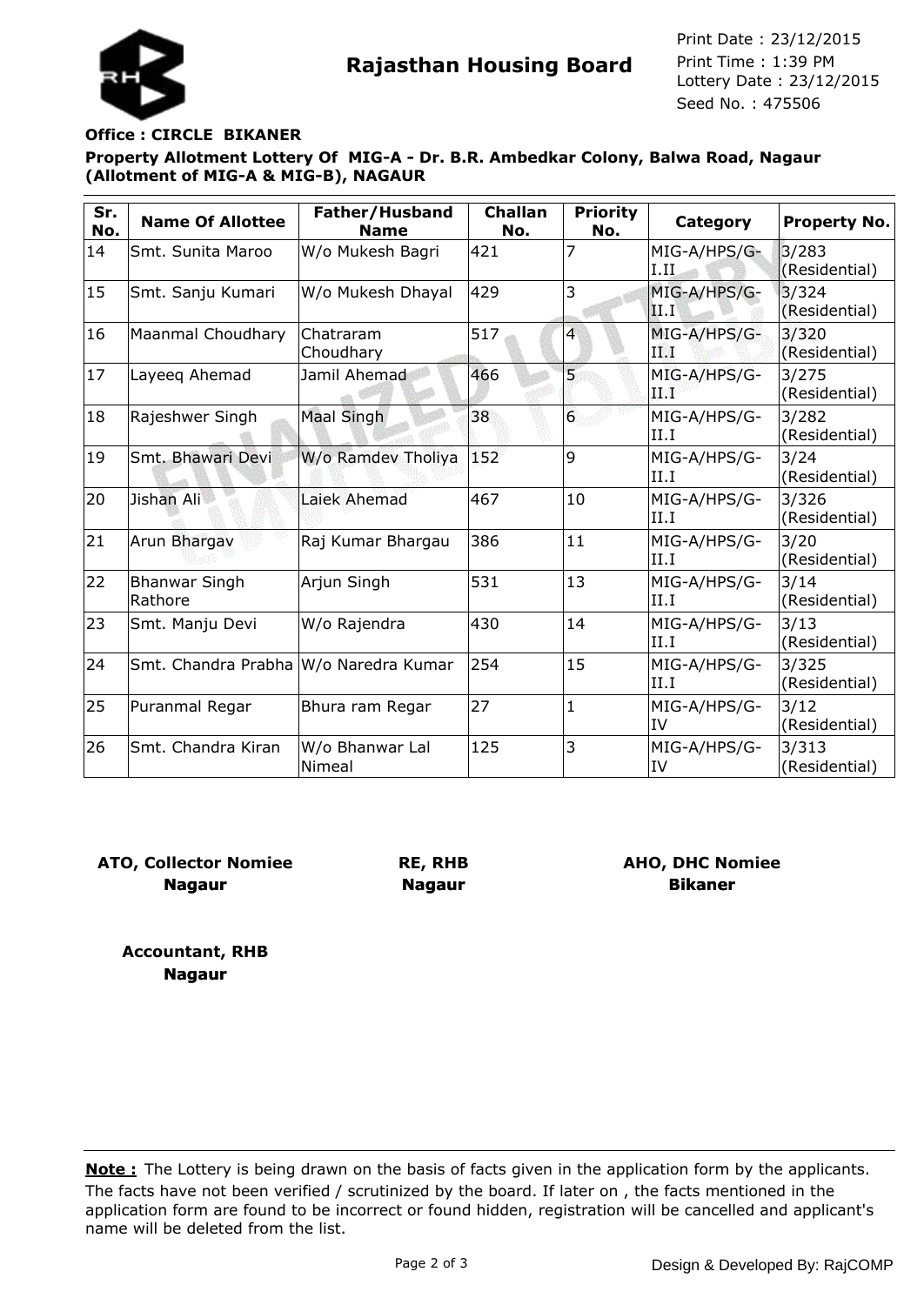**Rajasthan Housing Board**

Print Date : 23/12/2015
Print Time : 1:39 PM
Lottery Date : 23/12/2015
Seed No. : 475506

**Office : CIRCLE BIKANER**

**Property Allotment Lottery Of MIG-A - Dr. B.R. Ambedkar Colony, Balwa Road, Nagaur (Allotment of MIG-A & MIG-B), NAGAUR**

| Sr. No. | Name Of Allottee | Father/Husband Name | Challan No. | Priority No. | Category | Property No. |
|---|---|---|---|---|---|---|
| 14 | Smt. Sunita Maroo | W/o Mukesh Bagri | 421 | 7 | MIG-A/HPS/G-I.II | 3/283 (Residential) |
| 15 | Smt. Sanju Kumari | W/o Mukesh Dhayal | 429 | 3 | MIG-A/HPS/G-II.I | 3/324 (Residential) |
| 16 | Maanmal Choudhary | Chatraram Choudhary | 517 | 4 | MIG-A/HPS/G-II.I | 3/320 (Residential) |
| 17 | Layeeq Ahemad | Jamil Ahemad | 466 | 5 | MIG-A/HPS/G-II.I | 3/275 (Residential) |
| 18 | Rajeshwer Singh | Maal Singh | 38 | 6 | MIG-A/HPS/G-II.I | 3/282 (Residential) |
| 19 | Smt. Bhawari Devi | W/o Ramdev Tholiya | 152 | 9 | MIG-A/HPS/G-II.I | 3/24 (Residential) |
| 20 | Jishan Ali | Laiek Ahemad | 467 | 10 | MIG-A/HPS/G-II.I | 3/326 (Residential) |
| 21 | Arun Bhargav | Raj Kumar Bhargau | 386 | 11 | MIG-A/HPS/G-II.I | 3/20 (Residential) |
| 22 | Bhanwar Singh Rathore | Arjun Singh | 531 | 13 | MIG-A/HPS/G-II.I | 3/14 (Residential) |
| 23 | Smt. Manju Devi | W/o Rajendra | 430 | 14 | MIG-A/HPS/G-II.I | 3/13 (Residential) |
| 24 | Smt. Chandra Prabha | W/o Naredra Kumar | 254 | 15 | MIG-A/HPS/G-II.I | 3/325 (Residential) |
| 25 | Puranmal Regar | Bhura ram Regar | 27 | 1 | MIG-A/HPS/G-IV | 3/12 (Residential) |
| 26 | Smt. Chandra Kiran | W/o Bhanwar Lal Nimeal | 125 | 3 | MIG-A/HPS/G-IV | 3/313 (Residential) |

**ATO, Collector Nomiee**
**Nagaur**

**RE, RHB**
**Nagaur**

**AHO, DHC Nomiee**
**Bikaner**

**Accountant, RHB**
**Nagaur**

**Note :** The Lottery is being drawn on the basis of facts given in the application form by the applicants. The facts have not been verified / scrutinized by the board. If later on , the facts mentioned in the application form are found to be incorrect or found hidden, registration will be cancelled and applicant's name will be deleted from the list.

Design & Developed By: RajCOMP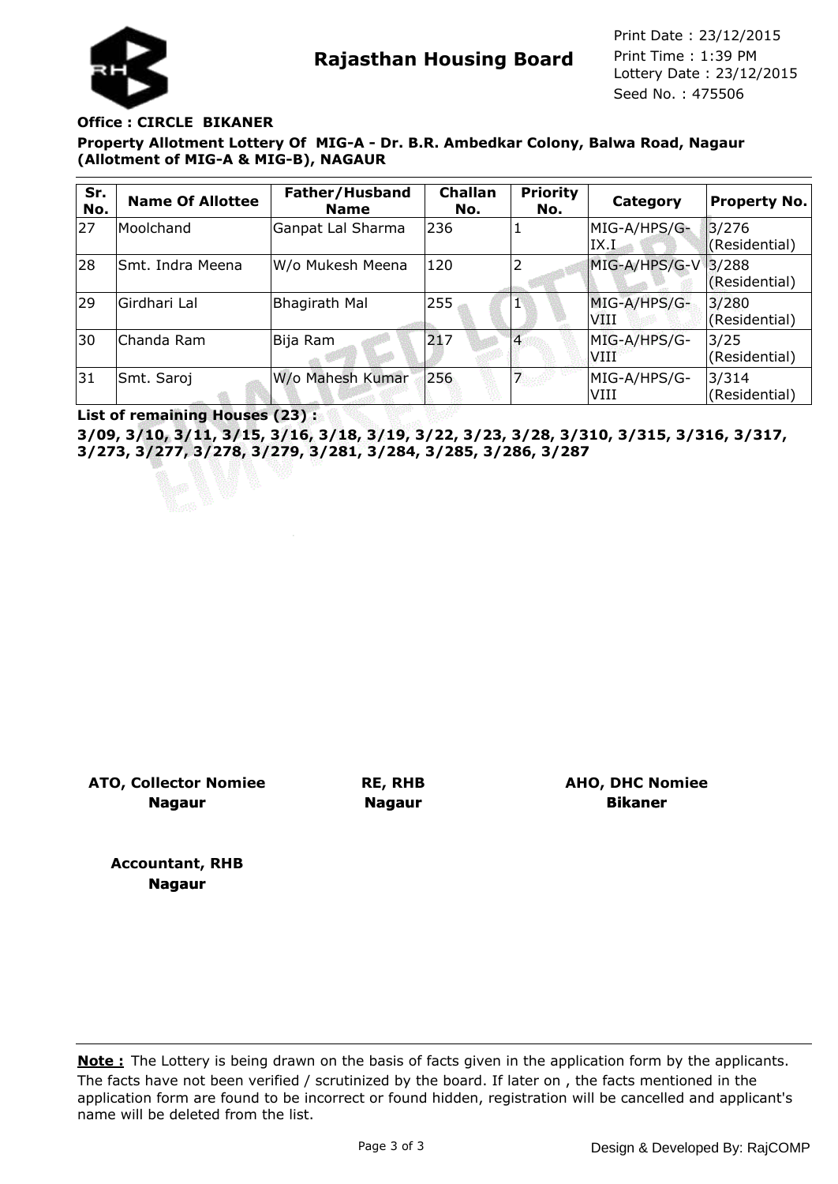# Rajasthan Housing Board

Print Date : 23/12/2015
Print Time : 1:39 PM
Lottery Date : 23/12/2015
Seed No. : 475506

**Office : CIRCLE BIKANER**

**Property Allotment Lottery Of MIG-A - Dr. B.R. Ambedkar Colony, Balwa Road, Nagaur (Allotment of MIG-A & MIG-B), NAGAUR**

| Sr. No. | Name Of Allottee | Father/Husband Name | Challan No. | Priority No. | Category | Property No. |
|---|---|---|---|---|---|---|
| 27 | Moolchand | Ganpat Lal Sharma | 236 | 1 | MIG-A/HPS/G-IX.I | 3/276 (Residential) |
| 28 | Smt. Indra Meena | W/o Mukesh Meena | 120 | 2 | MIG-A/HPS/G-V | 3/288 (Residential) |
| 29 | Girdhari Lal | Bhagirath Mal | 255 | 1 | MIG-A/HPS/G-VIII | 3/280 (Residential) |
| 30 | Chanda Ram | Bija Ram | 217 | 4 | MIG-A/HPS/G-VIII | 3/25 (Residential) |
| 31 | Smt. Saroj | W/o Mahesh Kumar | 256 | 7 | MIG-A/HPS/G-VIII | 3/314 (Residential) |

**List of remaining Houses (23) :**

**3/09, 3/10, 3/11, 3/15, 3/16, 3/18, 3/19, 3/22, 3/23, 3/28, 3/310, 3/315, 3/316, 3/317, 3/273, 3/277, 3/278, 3/279, 3/281, 3/284, 3/285, 3/286, 3/287**

**ATO, Collector Nomiee**
**Nagaur**

**RE, RHB**
**Nagaur**

**AHO, DHC Nomiee**
**Bikaner**

**Accountant, RHB**
**Nagaur**

**Note :** The Lottery is being drawn on the basis of facts given in the application form by the applicants. The facts have not been verified / scrutinized by the board. If later on , the facts mentioned in the application form are found to be incorrect or found hidden, registration will be cancelled and applicant's name will be deleted from the list.

Design & Developed By: RajCOMP